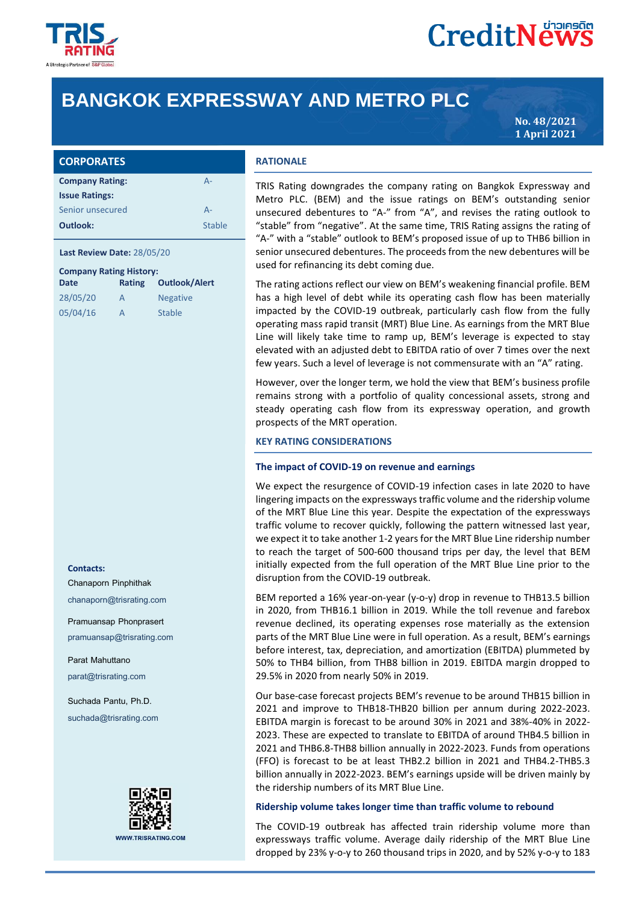# BANGKOK EXPRESSWAY AND METRO PLC

**No. 48/2021**
**1 April 2021**

## CORPORATES

| | |
|---|---|
| **Company Rating:** | A- |
| **Issue Ratings:** | |
| Senior unsecured | A- |
| **Outlook:** | Stable |

**Last Review Date:** 28/05/20

**Company Rating History:**

| Date | Rating | Outlook/Alert |
|---|---|---|
| 28/05/20 | A | Negative |
| 05/04/16 | A | Stable |

**Contacts:**

Chanaporn Pinphithak
chanaporn@trisrating.com

Pramuansap Phonprasert
pramuansap@trisrating.com

Parat Mahuttano
parat@trisrating.com

Suchada Pantu, Ph.D.
suchada@trisrating.com

WWW.TRISRATING.COM

## RATIONALE

TRIS Rating downgrades the company rating on Bangkok Expressway and Metro PLC. (BEM) and the issue ratings on BEM's outstanding senior unsecured debentures to "A-" from "A", and revises the rating outlook to "stable" from "negative". At the same time, TRIS Rating assigns the rating of "A-" with a "stable" outlook to BEM's proposed issue of up to THB6 billion in senior unsecured debentures. The proceeds from the new debentures will be used for refinancing its debt coming due.

The rating actions reflect our view on BEM's weakening financial profile. BEM has a high level of debt while its operating cash flow has been materially impacted by the COVID-19 outbreak, particularly cash flow from the fully operating mass rapid transit (MRT) Blue Line. As earnings from the MRT Blue Line will likely take time to ramp up, BEM's leverage is expected to stay elevated with an adjusted debt to EBITDA ratio of over 7 times over the next few years. Such a level of leverage is not commensurate with an "A" rating.

However, over the longer term, we hold the view that BEM's business profile remains strong with a portfolio of quality concessional assets, strong and steady operating cash flow from its expressway operation, and growth prospects of the MRT operation.

## KEY RATING CONSIDERATIONS

### The impact of COVID-19 on revenue and earnings

We expect the resurgence of COVID-19 infection cases in late 2020 to have lingering impacts on the expressways traffic volume and the ridership volume of the MRT Blue Line this year. Despite the expectation of the expressways traffic volume to recover quickly, following the pattern witnessed last year, we expect it to take another 1-2 years for the MRT Blue Line ridership number to reach the target of 500-600 thousand trips per day, the level that BEM initially expected from the full operation of the MRT Blue Line prior to the disruption from the COVID-19 outbreak.

BEM reported a 16% year-on-year (y-o-y) drop in revenue to THB13.5 billion in 2020, from THB16.1 billion in 2019. While the toll revenue and farebox revenue declined, its operating expenses rose materially as the extension parts of the MRT Blue Line were in full operation. As a result, BEM's earnings before interest, tax, depreciation, and amortization (EBITDA) plummeted by 50% to THB4 billion, from THB8 billion in 2019. EBITDA margin dropped to 29.5% in 2020 from nearly 50% in 2019.

Our base-case forecast projects BEM's revenue to be around THB15 billion in 2021 and improve to THB18-THB20 billion per annum during 2022-2023. EBITDA margin is forecast to be around 30% in 2021 and 38%-40% in 2022-2023. These are expected to translate to EBITDA of around THB4.5 billion in 2021 and THB6.8-THB8 billion annually in 2022-2023. Funds from operations (FFO) is forecast to be at least THB2.2 billion in 2021 and THB4.2-THB5.3 billion annually in 2022-2023. BEM's earnings upside will be driven mainly by the ridership numbers of its MRT Blue Line.

### Ridership volume takes longer time than traffic volume to rebound

The COVID-19 outbreak has affected train ridership volume more than expressways traffic volume. Average daily ridership of the MRT Blue Line dropped by 23% y-o-y to 260 thousand trips in 2020, and by 52% y-o-y to 183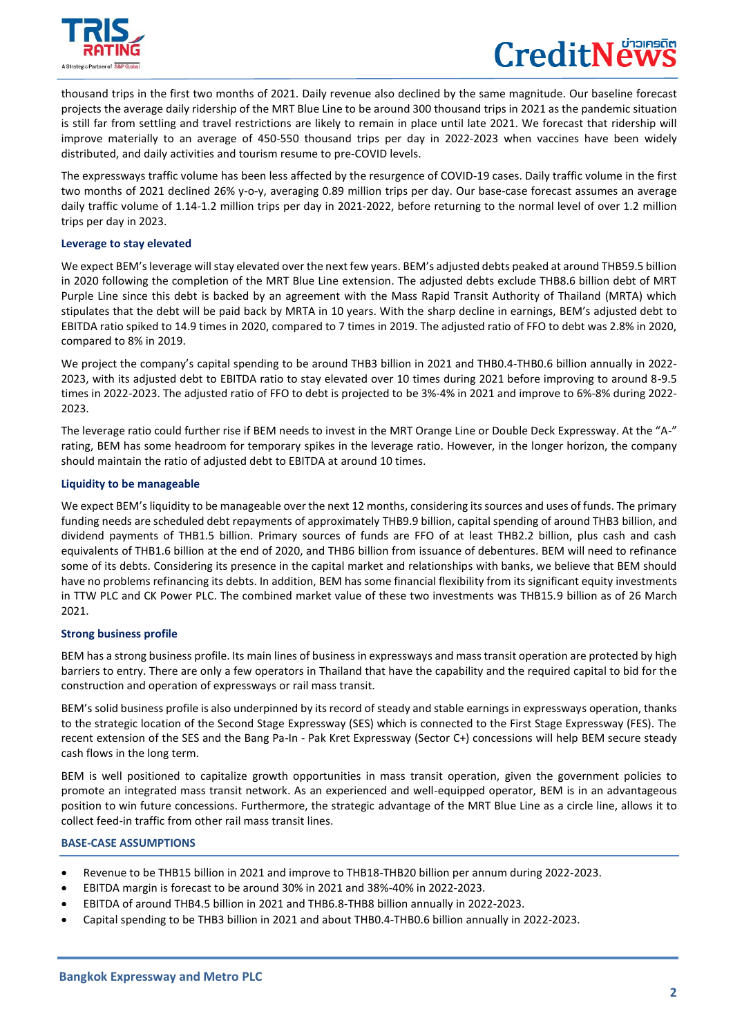thousand trips in the first two months of 2021. Daily revenue also declined by the same magnitude. Our baseline forecast projects the average daily ridership of the MRT Blue Line to be around 300 thousand trips in 2021 as the pandemic situation is still far from settling and travel restrictions are likely to remain in place until late 2021. We forecast that ridership will improve materially to an average of 450-550 thousand trips per day in 2022-2023 when vaccines have been widely distributed, and daily activities and tourism resume to pre-COVID levels.

The expressways traffic volume has been less affected by the resurgence of COVID-19 cases. Daily traffic volume in the first two months of 2021 declined 26% y-o-y, averaging 0.89 million trips per day. Our base-case forecast assumes an average daily traffic volume of 1.14-1.2 million trips per day in 2021-2022, before returning to the normal level of over 1.2 million trips per day in 2023.

**Leverage to stay elevated**

We expect BEM's leverage will stay elevated over the next few years. BEM's adjusted debts peaked at around THB59.5 billion in 2020 following the completion of the MRT Blue Line extension. The adjusted debts exclude THB8.6 billion debt of MRT Purple Line since this debt is backed by an agreement with the Mass Rapid Transit Authority of Thailand (MRTA) which stipulates that the debt will be paid back by MRTA in 10 years. With the sharp decline in earnings, BEM's adjusted debt to EBITDA ratio spiked to 14.9 times in 2020, compared to 7 times in 2019. The adjusted ratio of FFO to debt was 2.8% in 2020, compared to 8% in 2019.

We project the company's capital spending to be around THB3 billion in 2021 and THB0.4-THB0.6 billion annually in 2022-2023, with its adjusted debt to EBITDA ratio to stay elevated over 10 times during 2021 before improving to around 8-9.5 times in 2022-2023. The adjusted ratio of FFO to debt is projected to be 3%-4% in 2021 and improve to 6%-8% during 2022-2023.

The leverage ratio could further rise if BEM needs to invest in the MRT Orange Line or Double Deck Expressway. At the "A-" rating, BEM has some headroom for temporary spikes in the leverage ratio. However, in the longer horizon, the company should maintain the ratio of adjusted debt to EBITDA at around 10 times.

**Liquidity to be manageable**

We expect BEM's liquidity to be manageable over the next 12 months, considering its sources and uses of funds. The primary funding needs are scheduled debt repayments of approximately THB9.9 billion, capital spending of around THB3 billion, and dividend payments of THB1.5 billion. Primary sources of funds are FFO of at least THB2.2 billion, plus cash and cash equivalents of THB1.6 billion at the end of 2020, and THB6 billion from issuance of debentures. BEM will need to refinance some of its debts. Considering its presence in the capital market and relationships with banks, we believe that BEM should have no problems refinancing its debts. In addition, BEM has some financial flexibility from its significant equity investments in TTW PLC and CK Power PLC. The combined market value of these two investments was THB15.9 billion as of 26 March 2021.

**Strong business profile**

BEM has a strong business profile. Its main lines of business in expressways and mass transit operation are protected by high barriers to entry. There are only a few operators in Thailand that have the capability and the required capital to bid for the construction and operation of expressways or rail mass transit.

BEM's solid business profile is also underpinned by its record of steady and stable earnings in expressways operation, thanks to the strategic location of the Second Stage Expressway (SES) which is connected to the First Stage Expressway (FES). The recent extension of the SES and the Bang Pa-In - Pak Kret Expressway (Sector C+) concessions will help BEM secure steady cash flows in the long term.

BEM is well positioned to capitalize growth opportunities in mass transit operation, given the government policies to promote an integrated mass transit network. As an experienced and well-equipped operator, BEM is in an advantageous position to win future concessions. Furthermore, the strategic advantage of the MRT Blue Line as a circle line, allows it to collect feed-in traffic from other rail mass transit lines.

**BASE-CASE ASSUMPTIONS**

- Revenue to be THB15 billion in 2021 and improve to THB18-THB20 billion per annum during 2022-2023.
- EBITDA margin is forecast to be around 30% in 2021 and 38%-40% in 2022-2023.
- EBITDA of around THB4.5 billion in 2021 and THB6.8-THB8 billion annually in 2022-2023.
- Capital spending to be THB3 billion in 2021 and about THB0.4-THB0.6 billion annually in 2022-2023.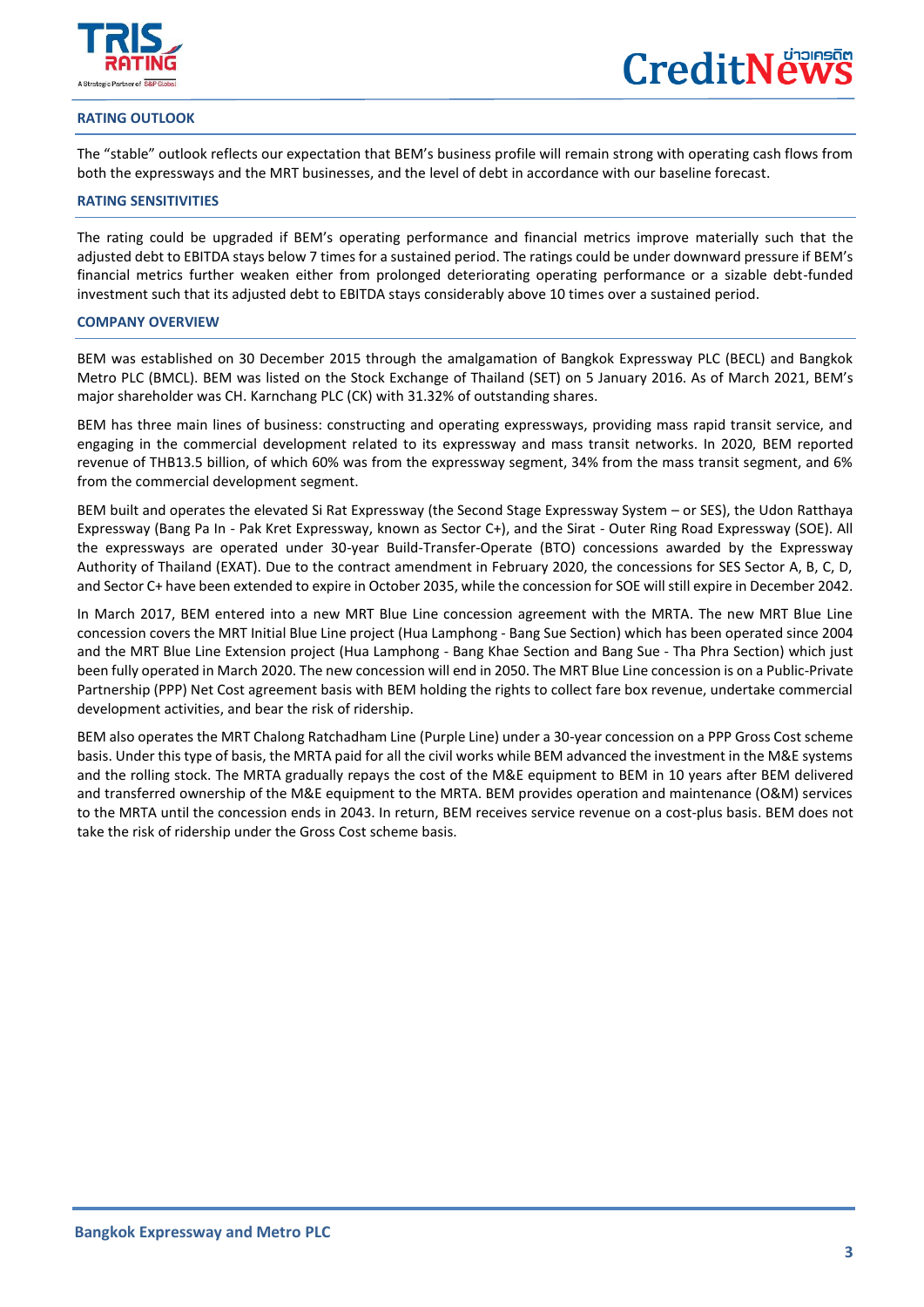## RATING OUTLOOK

The "stable" outlook reflects our expectation that BEM's business profile will remain strong with operating cash flows from both the expressways and the MRT businesses, and the level of debt in accordance with our baseline forecast.

## RATING SENSITIVITIES

The rating could be upgraded if BEM's operating performance and financial metrics improve materially such that the adjusted debt to EBITDA stays below 7 times for a sustained period. The ratings could be under downward pressure if BEM's financial metrics further weaken either from prolonged deteriorating operating performance or a sizable debt-funded investment such that its adjusted debt to EBITDA stays considerably above 10 times over a sustained period.

## COMPANY OVERVIEW

BEM was established on 30 December 2015 through the amalgamation of Bangkok Expressway PLC (BECL) and Bangkok Metro PLC (BMCL). BEM was listed on the Stock Exchange of Thailand (SET) on 5 January 2016. As of March 2021, BEM's major shareholder was CH. Karnchang PLC (CK) with 31.32% of outstanding shares.

BEM has three main lines of business: constructing and operating expressways, providing mass rapid transit service, and engaging in the commercial development related to its expressway and mass transit networks. In 2020, BEM reported revenue of THB13.5 billion, of which 60% was from the expressway segment, 34% from the mass transit segment, and 6% from the commercial development segment.

BEM built and operates the elevated Si Rat Expressway (the Second Stage Expressway System – or SES), the Udon Ratthaya Expressway (Bang Pa In - Pak Kret Expressway, known as Sector C+), and the Sirat - Outer Ring Road Expressway (SOE). All the expressways are operated under 30-year Build-Transfer-Operate (BTO) concessions awarded by the Expressway Authority of Thailand (EXAT). Due to the contract amendment in February 2020, the concessions for SES Sector A, B, C, D, and Sector C+ have been extended to expire in October 2035, while the concession for SOE will still expire in December 2042.

In March 2017, BEM entered into a new MRT Blue Line concession agreement with the MRTA. The new MRT Blue Line concession covers the MRT Initial Blue Line project (Hua Lamphong - Bang Sue Section) which has been operated since 2004 and the MRT Blue Line Extension project (Hua Lamphong - Bang Khae Section and Bang Sue - Tha Phra Section) which just been fully operated in March 2020. The new concession will end in 2050. The MRT Blue Line concession is on a Public-Private Partnership (PPP) Net Cost agreement basis with BEM holding the rights to collect fare box revenue, undertake commercial development activities, and bear the risk of ridership.

BEM also operates the MRT Chalong Ratchadham Line (Purple Line) under a 30-year concession on a PPP Gross Cost scheme basis. Under this type of basis, the MRTA paid for all the civil works while BEM advanced the investment in the M&E systems and the rolling stock. The MRTA gradually repays the cost of the M&E equipment to BEM in 10 years after BEM delivered and transferred ownership of the M&E equipment to the MRTA. BEM provides operation and maintenance (O&M) services to the MRTA until the concession ends in 2043. In return, BEM receives service revenue on a cost-plus basis. BEM does not take the risk of ridership under the Gross Cost scheme basis.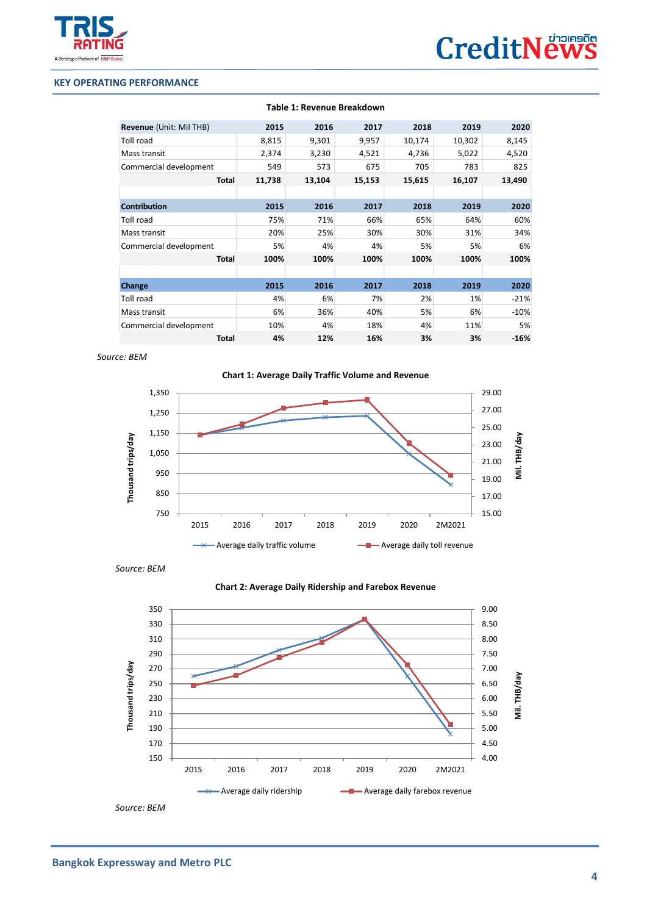## KEY OPERATING PERFORMANCE

**Table 1: Revenue Breakdown**

| **Revenue** (Unit: Mil THB) | **2015** | **2016** | **2017** | **2018** | **2019** | **2020** |
|---|---|---|---|---|---|---|
| Toll road | 8,815 | 9,301 | 9,957 | 10,174 | 10,302 | 8,145 |
| Mass transit | 2,374 | 3,230 | 4,521 | 4,736 | 5,022 | 4,520 |
| Commercial development | 549 | 573 | 675 | 705 | 783 | 825 |
| **Total** | **11,738** | **13,104** | **15,153** | **15,615** | **16,107** | **13,490** |
| | | | | | | |
| **Contribution** | **2015** | **2016** | **2017** | **2018** | **2019** | **2020** |
| Toll road | 75% | 71% | 66% | 65% | 64% | 60% |
| Mass transit | 20% | 25% | 30% | 30% | 31% | 34% |
| Commercial development | 5% | 4% | 4% | 5% | 5% | 6% |
| **Total** | **100%** | **100%** | **100%** | **100%** | **100%** | **100%** |
| | | | | | | |
| **Change** | **2015** | **2016** | **2017** | **2018** | **2019** | **2020** |
| Toll road | 4% | 6% | 7% | 2% | 1% | -21% |
| Mass transit | 6% | 36% | 40% | 5% | 6% | -10% |
| Commercial development | 10% | 4% | 18% | 4% | 11% | 5% |
| **Total** | **4%** | **12%** | **16%** | **3%** | **3%** | **-16%** |

*Source: BEM*

**Chart 1: Average Daily Traffic Volume and Revenue**

*Source: BEM*

**Chart 2: Average Daily Ridership and Farebox Revenue**

*Source: BEM*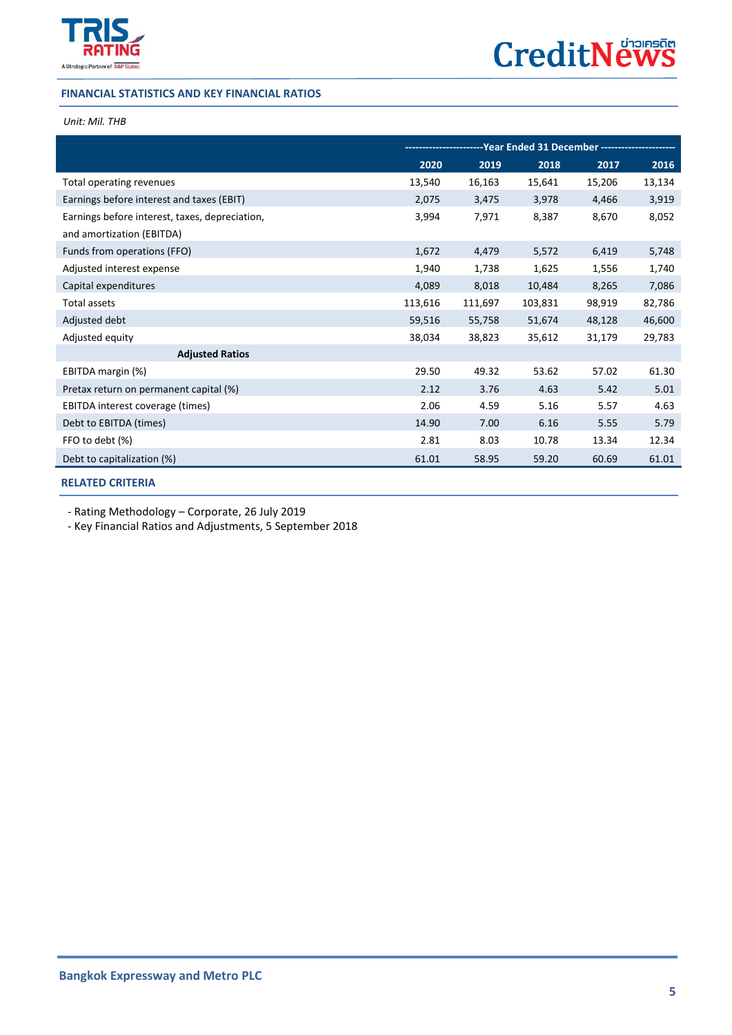## FINANCIAL STATISTICS AND KEY FINANCIAL RATIOS

*Unit: Mil. THB*

| | Year Ended 31 December | | | | |
|---|---|---|---|---|---|
| | 2020 | 2019 | 2018 | 2017 | 2016 |
| Total operating revenues | 13,540 | 16,163 | 15,641 | 15,206 | 13,134 |
| Earnings before interest and taxes (EBIT) | 2,075 | 3,475 | 3,978 | 4,466 | 3,919 |
| Earnings before interest, taxes, depreciation, and amortization (EBITDA) | 3,994 | 7,971 | 8,387 | 8,670 | 8,052 |
| Funds from operations (FFO) | 1,672 | 4,479 | 5,572 | 6,419 | 5,748 |
| Adjusted interest expense | 1,940 | 1,738 | 1,625 | 1,556 | 1,740 |
| Capital expenditures | 4,089 | 8,018 | 10,484 | 8,265 | 7,086 |
| Total assets | 113,616 | 111,697 | 103,831 | 98,919 | 82,786 |
| Adjusted debt | 59,516 | 55,758 | 51,674 | 48,128 | 46,600 |
| Adjusted equity | 38,034 | 38,823 | 35,612 | 31,179 | 29,783 |
| **Adjusted Ratios** | | | | | |
| EBITDA margin (%) | 29.50 | 49.32 | 53.62 | 57.02 | 61.30 |
| Pretax return on permanent capital (%) | 2.12 | 3.76 | 4.63 | 5.42 | 5.01 |
| EBITDA interest coverage (times) | 2.06 | 4.59 | 5.16 | 5.57 | 4.63 |
| Debt to EBITDA (times) | 14.90 | 7.00 | 6.16 | 5.55 | 5.79 |
| FFO to debt (%) | 2.81 | 8.03 | 10.78 | 13.34 | 12.34 |
| Debt to capitalization (%) | 61.01 | 58.95 | 59.20 | 60.69 | 61.01 |

## RELATED CRITERIA

- Rating Methodology – Corporate, 26 July 2019
- Key Financial Ratios and Adjustments, 5 September 2018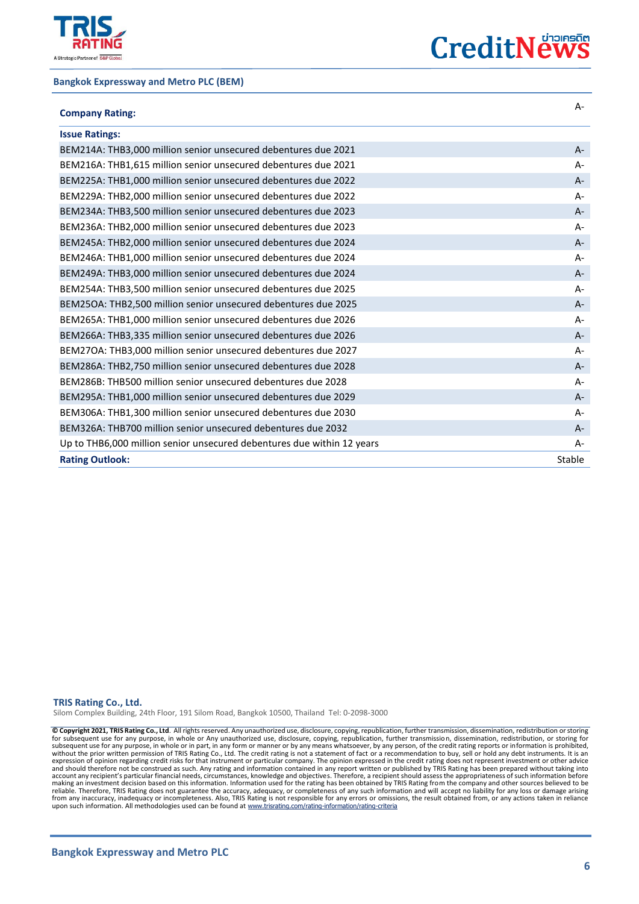## Bangkok Expressway and Metro PLC (BEM)

| | |
|---|---|
| **Company Rating:** | A- |
| **Issue Ratings:** | |
| BEM214A: THB3,000 million senior unsecured debentures due 2021 | A- |
| BEM216A: THB1,615 million senior unsecured debentures due 2021 | A- |
| BEM225A: THB1,000 million senior unsecured debentures due 2022 | A- |
| BEM229A: THB2,000 million senior unsecured debentures due 2022 | A- |
| BEM234A: THB3,500 million senior unsecured debentures due 2023 | A- |
| BEM236A: THB2,000 million senior unsecured debentures due 2023 | A- |
| BEM245A: THB2,000 million senior unsecured debentures due 2024 | A- |
| BEM246A: THB1,000 million senior unsecured debentures due 2024 | A- |
| BEM249A: THB3,000 million senior unsecured debentures due 2024 | A- |
| BEM254A: THB3,500 million senior unsecured debentures due 2025 | A- |
| BEM25OA: THB2,500 million senior unsecured debentures due 2025 | A- |
| BEM265A: THB1,000 million senior unsecured debentures due 2026 | A- |
| BEM266A: THB3,335 million senior unsecured debentures due 2026 | A- |
| BEM27OA: THB3,000 million senior unsecured debentures due 2027 | A- |
| BEM286A: THB2,750 million senior unsecured debentures due 2028 | A- |
| BEM286B: THB500 million senior unsecured debentures due 2028 | A- |
| BEM295A: THB1,000 million senior unsecured debentures due 2029 | A- |
| BEM306A: THB1,300 million senior unsecured debentures due 2030 | A- |
| BEM326A: THB700 million senior unsecured debentures due 2032 | A- |
| Up to THB6,000 million senior unsecured debentures due within 12 years | A- |
| **Rating Outlook:** | Stable |

**TRIS Rating Co., Ltd.**
Silom Complex Building, 24th Floor, 191 Silom Road, Bangkok 10500, Thailand Tel: 0-2098-3000

**© Copyright 2021, TRIS Rating Co., Ltd.** All rights reserved. Any unauthorized use, disclosure, copying, republication, further transmission, dissemination, redistribution or storing for subsequent use for any purpose, in whole or Any unauthorized use, disclosure, copying, republication, further transmission, dissemination, redistribution, or storing for subsequent use for any purpose, in whole or in part, in any form or manner or by any means whatsoever, by any person, of the credit rating reports or information is prohibited, without the prior written permission of TRIS Rating Co., Ltd. The credit rating is not a statement of fact or a recommendation to buy, sell or hold any debt instruments. It is an expression of opinion regarding credit risks for that instrument or particular company. The opinion expressed in the credit rating does not represent investment or other advice and should therefore not be construed as such. Any rating and information contained in any report written or published by TRIS Rating has been prepared without taking into account any recipient's particular financial needs, circumstances, knowledge and objectives. Therefore, a recipient should assess the appropriateness of such information before making an investment decision based on this information. Information used for the rating has been obtained by TRIS Rating from the company and other sources believed to be reliable. Therefore, TRIS Rating does not guarantee the accuracy, adequacy, or completeness of any such information and will accept no liability for any loss or damage arising from any inaccuracy, inadequacy or incompleteness. Also, TRIS Rating is not responsible for any errors or omissions, the result obtained from, or any actions taken in reliance upon such information. All methodologies used can be found at www.trisrating.com/rating-information/rating-criteria